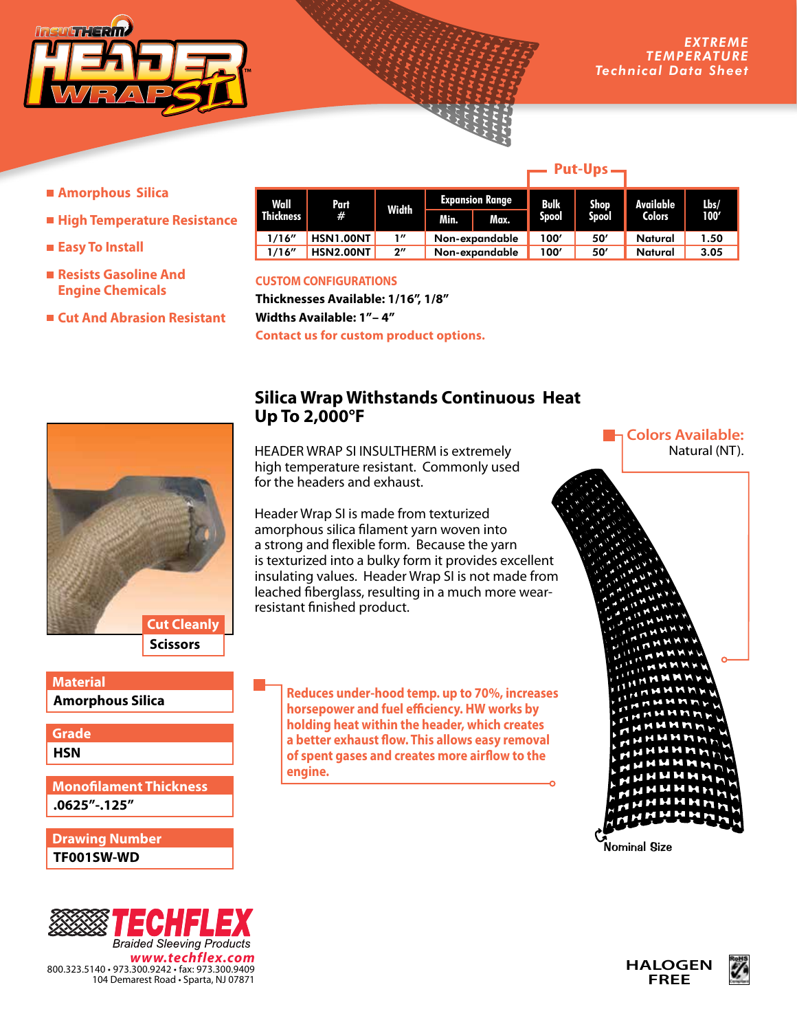# INSULTHERM HEADER WRAP SI™

*EXTREME TEMPERATURE Technical Data Sheet*

- Amorphous Silica
- High Temperature Resistance
- Easy To Install
- Resists Gasoline And Engine Chemicals
- Cut And Abrasion Resistant

| Wall Thickness | Part # | Width | Expansion Range | | Put-Ups | | Available Colors | Lbs/ 100′ |
|---|---|---|---|---|---|---|---|---|
| | | | Min. | Max. | Bulk Spool | Shop Spool | | |
| 1/16″ | HSN1.00NT | 1″ | Non-expandable | | 100′ | 50′ | Natural | 1.50 |
| 1/16″ | HSN2.00NT | 2″ | Non-expandable | | 100′ | 50′ | Natural | 3.05 |

**CUSTOM CONFIGURATIONS**

**Thicknesses Available: 1/16″, 1/8″**

**Widths Available: 1″– 4″**

**Contact us for custom product options.**

## Silica Wrap Withstands Continuous Heat Up To 2,000°F

HEADER WRAP SI INSULTHERM is extremely high temperature resistant. Commonly used for the headers and exhaust.

Header Wrap SI is made from texturized amorphous silica filament yarn woven into a strong and flexible form. Because the yarn is texturized into a bulky form it provides excellent insulating values. Header Wrap SI is not made from leached fiberglass, resulting in a much more wear-resistant finished product.

**Colors Available:** Natural (NT).

**Reduces under-hood temp. up to 70%, increases horsepower and fuel efficiency. HW works by holding heat within the header, which creates a better exhaust flow. This allows easy removal of spent gases and creates more airflow to the engine.**

Nominal Size

| Cut Cleanly |
|---|
| Scissors |

| Material |
|---|
| Amorphous Silica |

| Grade |
|---|
| HSN |

| Monofilament Thickness |
|---|
| .0625″-.125″ |

| Drawing Number |
|---|
| TF001SW-WD |

**TECHFLEX** Braided Sleeving Products

www.techflex.com

800.323.5140 • 973.300.9242 • fax: 973.300.9409

104 Demarest Road • Sparta, NJ 07871

HALOGEN FREE

RoHS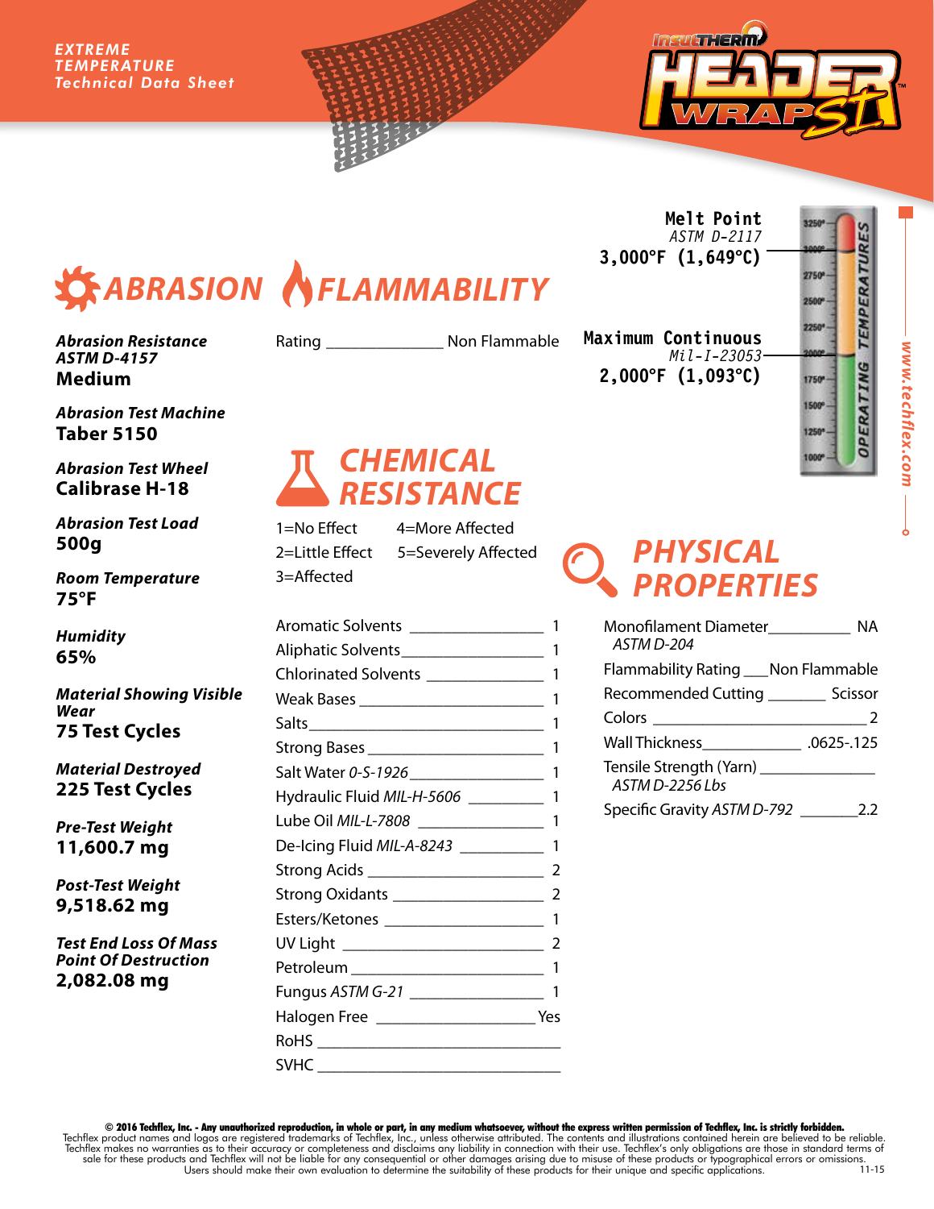*EXTREME TEMPERATURE*
*Technical Data Sheet*

INSULTHERM HEADER WRAP ST™

**Melt Point**
*ASTM D-2117*
**3,000°F (1,649°C)**

**Maximum Continuous**
*Mil-I-23053*
**2,000°F (1,093°C)**

OPERATING TEMPERATURES
3250°
3000°
2750°
2500°
2250°
2000°
1750°
1500°
1250°
1000°

www.techflex.com

## ABRASION

***Abrasion Resistance***
***ASTM D-4157***
**Medium**

***Abrasion Test Machine***
**Taber 5150**

***Abrasion Test Wheel***
**Calibrase H-18**

***Abrasion Test Load***
**500g**

***Room Temperature***
**75°F**

***Humidity***
**65%**

***Material Showing Visible Wear***
**75 Test Cycles**

***Material Destroyed***
**225 Test Cycles**

***Pre-Test Weight***
**11,600.7 mg**

***Post-Test Weight***
**9,518.62 mg**

***Test End Loss Of Mass Point Of Destruction***
**2,082.08 mg**

## FLAMMABILITY

Rating ______________ Non Flammable

## CHEMICAL RESISTANCE

1=No Effect
2=Little Effect
3=Affected
4=More Affected
5=Severely Affected

| | |
|---|---|
| Aromatic Solvents | 1 |
| Aliphatic Solvents | 1 |
| Chlorinated Solvents | 1 |
| Weak Bases | 1 |
| Salts | 1 |
| Strong Bases | 1 |
| Salt Water *0-S-1926* | 1 |
| Hydraulic Fluid *MIL-H-5606* | 1 |
| Lube Oil *MIL-L-7808* | 1 |
| De-Icing Fluid *MIL-A-8243* | 1 |
| Strong Acids | 2 |
| Strong Oxidants | 2 |
| Esters/Ketones | 1 |
| UV Light | 2 |
| Petroleum | 1 |
| Fungus *ASTM G-21* | 1 |
| Halogen Free | Yes |
| RoHS | |
| SVHC | |

## PHYSICAL PROPERTIES

| | |
|---|---|
| Monofilament Diameter *ASTM D-204* | NA |
| Flammability Rating | Non Flammable |
| Recommended Cutting | Scissor |
| Colors | 2 |
| Wall Thickness | .0625-.125 |
| Tensile Strength (Yarn) *ASTM D-2256 Lbs* | |
| Specific Gravity *ASTM D-792* | 2.2 |

**© 2016 Techflex, Inc. - Any unauthorized reproduction, in whole or part, in any medium whatsoever, without the express written permission of Techflex, Inc. is strictly forbidden.**
Techflex product names and logos are registered trademarks of Techflex, Inc., unless otherwise attributed. The contents and illustrations contained herein are believed to be reliable. Techflex makes no warranties as to their accuracy or completeness and disclaims any liability in connection with their use. Techflex's only obligations are those in standard terms of sale for these products and Techflex will not be liable for any consequential or other damages arising due to misuse of these products or typographical errors or omissions. Users should make their own evaluation to determine the suitability of these products for their unique and specific applications. 11-15